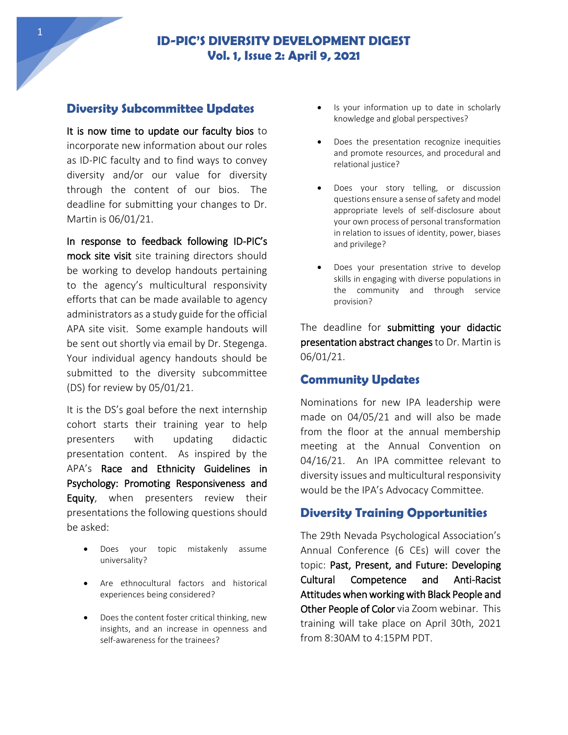# ID-PIC'S DIVERSITY DEVELOPMENT DIGEST
## Vol. 1, Issue 2: April 9, 2021

## Diversity Subcommittee Updates

**It is now time to update our faculty bios** to incorporate new information about our roles as ID-PIC faculty and to find ways to convey diversity and/or our value for diversity through the content of our bios. The deadline for submitting your changes to Dr. Martin is 06/01/21.

**In response to feedback following ID-PIC's mock site visit** site training directors should be working to develop handouts pertaining to the agency's multicultural responsivity efforts that can be made available to agency administrators as a study guide for the official APA site visit. Some example handouts will be sent out shortly via email by Dr. Stegenga. Your individual agency handouts should be submitted to the diversity subcommittee (DS) for review by 05/01/21.

It is the DS's goal before the next internship cohort starts their training year to help presenters with updating didactic presentation content. As inspired by the APA's **Race and Ethnicity Guidelines in Psychology: Promoting Responsiveness and Equity**, when presenters review their presentations the following questions should be asked:

- Does your topic mistakenly assume universality?
- Are ethnocultural factors and historical experiences being considered?
- Does the content foster critical thinking, new insights, and an increase in openness and self-awareness for the trainees?
- Is your information up to date in scholarly knowledge and global perspectives?
- Does the presentation recognize inequities and promote resources, and procedural and relational justice?
- Does your story telling, or discussion questions ensure a sense of safety and model appropriate levels of self-disclosure about your own process of personal transformation in relation to issues of identity, power, biases and privilege?
- Does your presentation strive to develop skills in engaging with diverse populations in the community and through service provision?

The deadline for **submitting your didactic presentation abstract changes** to Dr. Martin is 06/01/21.

## Community Updates

Nominations for new IPA leadership were made on 04/05/21 and will also be made from the floor at the annual membership meeting at the Annual Convention on 04/16/21. An IPA committee relevant to diversity issues and multicultural responsivity would be the IPA's Advocacy Committee.

## Diversity Training Opportunities

The 29th Nevada Psychological Association's Annual Conference (6 CEs) will cover the topic: **Past, Present, and Future: Developing Cultural Competence and Anti-Racist Attitudes when working with Black People and Other People of Color** via Zoom webinar. This training will take place on April 30th, 2021 from 8:30AM to 4:15PM PDT.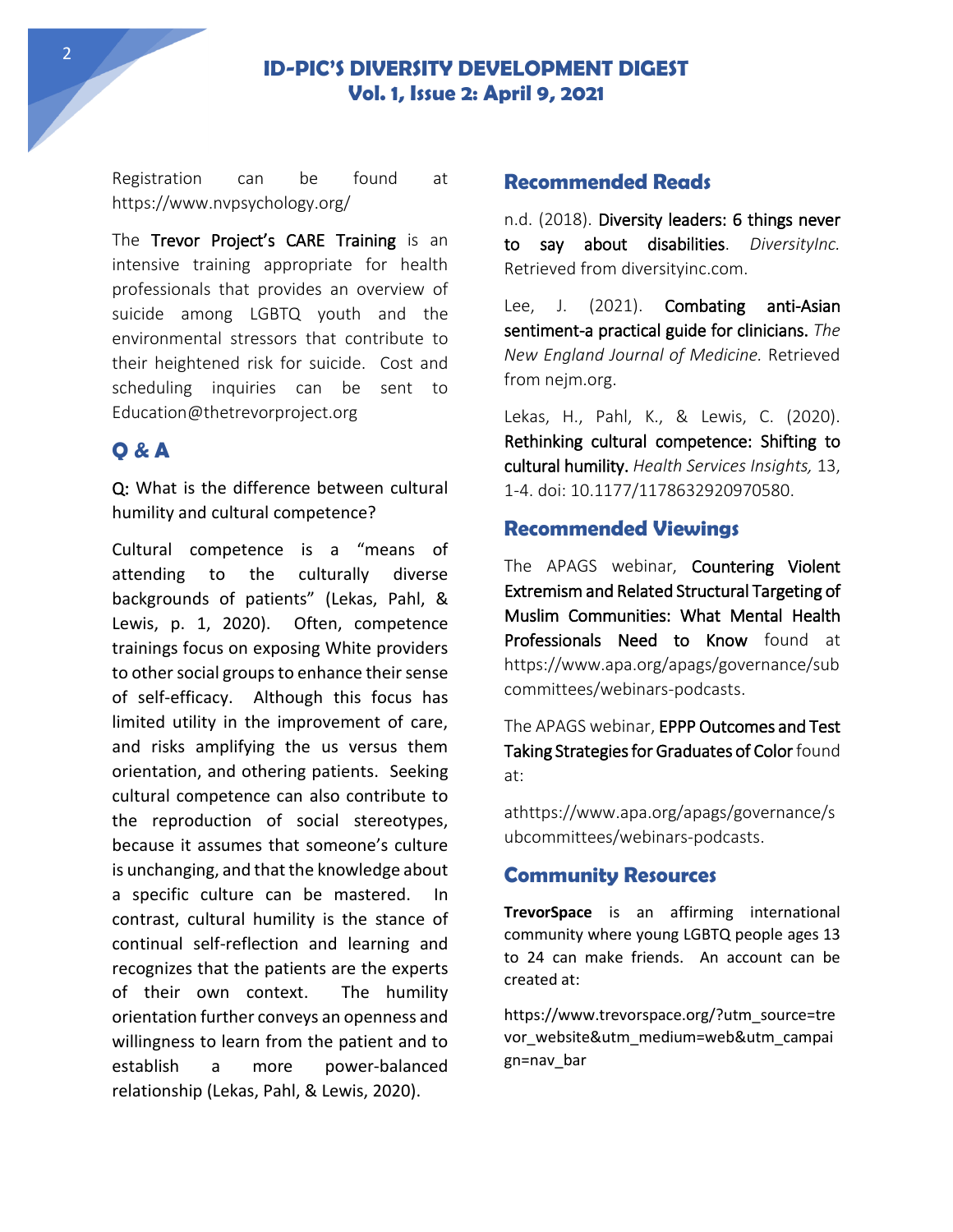Registration can be found at https://www.nvpsychology.org/

The Trevor Project's CARE Training is an intensive training appropriate for health professionals that provides an overview of suicide among LGBTQ youth and the environmental stressors that contribute to their heightened risk for suicide. Cost and scheduling inquiries can be sent to Education@thetrevorproject.org

## Q & A

Q: What is the difference between cultural humility and cultural competence?

Cultural competence is a "means of attending to the culturally diverse backgrounds of patients" (Lekas, Pahl, & Lewis, p. 1, 2020). Often, competence trainings focus on exposing White providers to other social groups to enhance their sense of self-efficacy. Although this focus has limited utility in the improvement of care, and risks amplifying the us versus them orientation, and othering patients. Seeking cultural competence can also contribute to the reproduction of social stereotypes, because it assumes that someone's culture is unchanging, and that the knowledge about a specific culture can be mastered. In contrast, cultural humility is the stance of continual self-reflection and learning and recognizes that the patients are the experts of their own context. The humility orientation further conveys an openness and willingness to learn from the patient and to establish a more power-balanced relationship (Lekas, Pahl, & Lewis, 2020).

## Recommended Reads

n.d. (2018). Diversity leaders: 6 things never to say about disabilities. *DiversityInc.* Retrieved from diversityinc.com.

Lee, J. (2021). Combating anti-Asian sentiment-a practical guide for clinicians. *The New England Journal of Medicine.* Retrieved from nejm.org.

Lekas, H., Pahl, K., & Lewis, C. (2020). Rethinking cultural competence: Shifting to cultural humility. *Health Services Insights,* 13, 1-4. doi: 10.1177/1178632920970580.

## Recommended Viewings

The APAGS webinar, Countering Violent Extremism and Related Structural Targeting of Muslim Communities: What Mental Health Professionals Need to Know found at https://www.apa.org/apags/governance/subcommittees/webinars-podcasts.

The APAGS webinar, EPPP Outcomes and Test Taking Strategies for Graduates of Color found at:

athttps://www.apa.org/apags/governance/subcommittees/webinars-podcasts.

## Community Resources

**TrevorSpace** is an affirming international community where young LGBTQ people ages 13 to 24 can make friends. An account can be created at:

https://www.trevorspace.org/?utm_source=trevor_website&utm_medium=web&utm_campaign=nav_bar